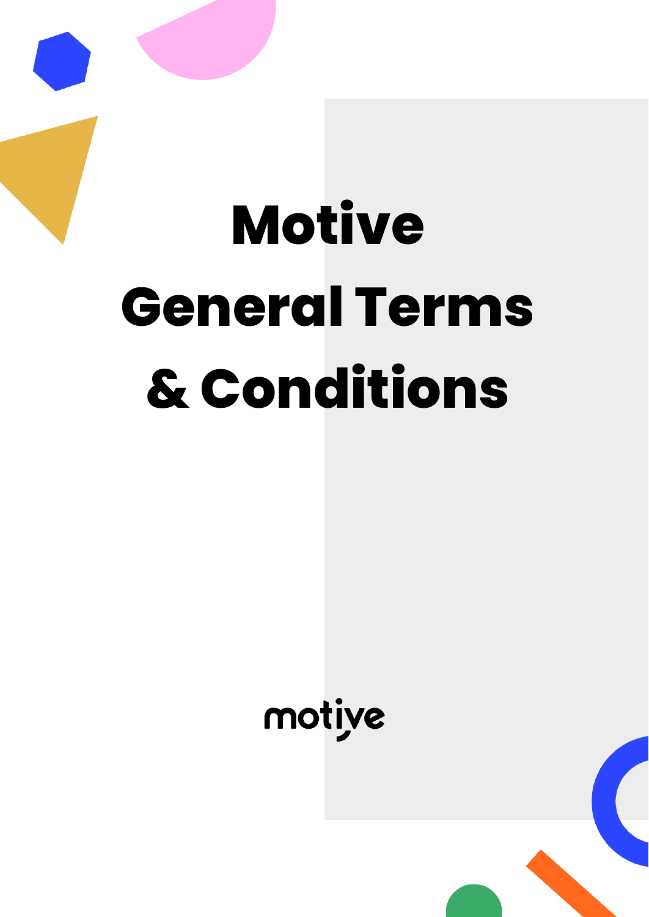# Motive General Terms & Conditions

motive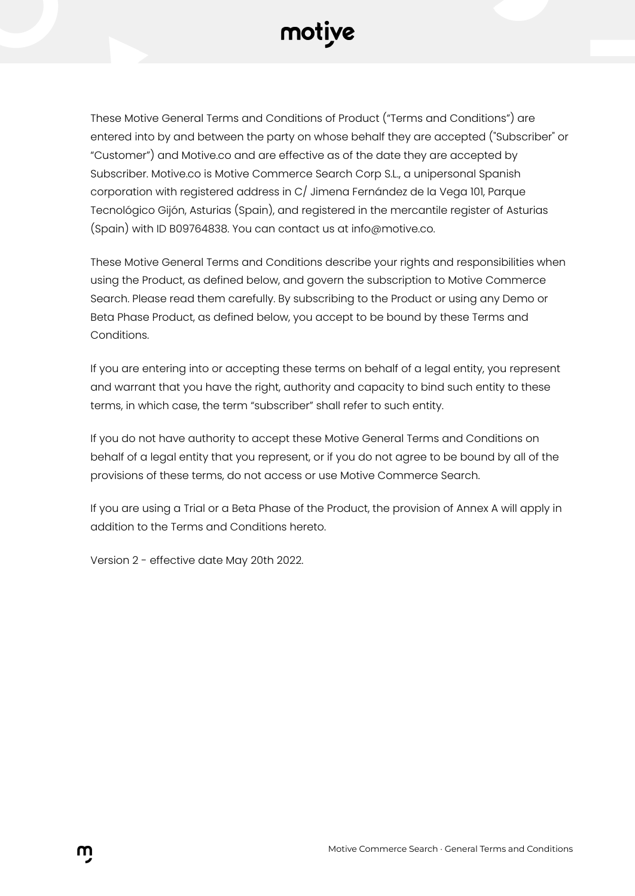These Motive General Terms and Conditions of Product (“Terms and Conditions”) are entered into by and between the party on whose behalf they are accepted ("Subscriber" or “Customer”) and Motive.co and are effective as of the date they are accepted by Subscriber. Motive.co is Motive Commerce Search Corp S.L., a unipersonal Spanish corporation with registered address in C/ Jimena Fernández de la Vega 101, Parque Tecnológico Gijón, Asturias (Spain), and registered in the mercantile register of Asturias (Spain) with ID B09764838. You can contact us at info@motive.co.

These Motive General Terms and Conditions describe your rights and responsibilities when using the Product, as defined below, and govern the subscription to Motive Commerce Search. Please read them carefully. By subscribing to the Product or using any Demo or Beta Phase Product, as defined below, you accept to be bound by these Terms and Conditions.

If you are entering into or accepting these terms on behalf of a legal entity, you represent and warrant that you have the right, authority and capacity to bind such entity to these terms, in which case, the term “subscriber” shall refer to such entity.

If you do not have authority to accept these Motive General Terms and Conditions on behalf of a legal entity that you represent, or if you do not agree to be bound by all of the provisions of these terms, do not access or use Motive Commerce Search.

If you are using a Trial or a Beta Phase of the Product, the provision of Annex A will apply in addition to the Terms and Conditions hereto.

Version 2 - effective date May 20th 2022.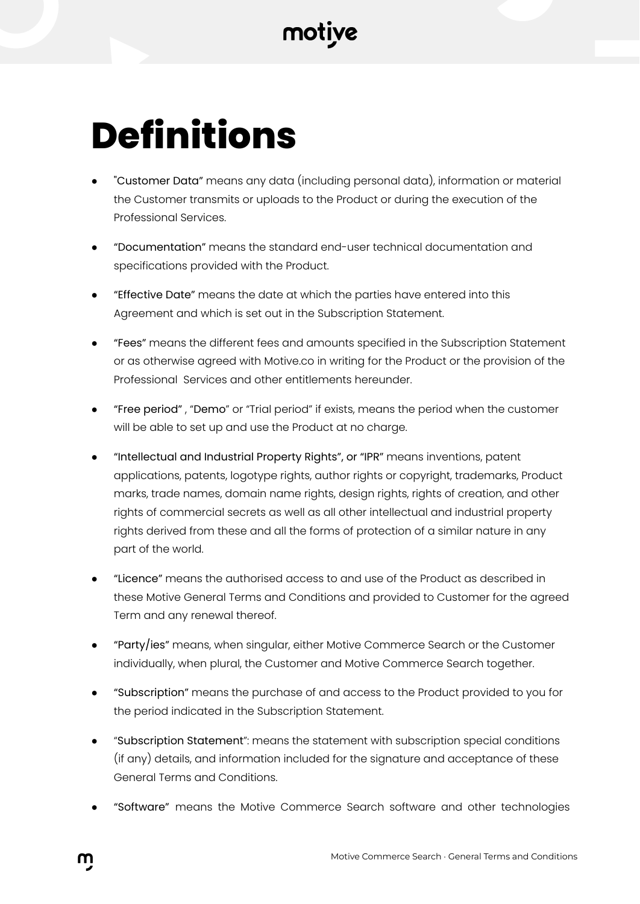# Definitions

- "Customer Data" means any data (including personal data), information or material the Customer transmits or uploads to the Product or during the execution of the Professional Services.
- "Documentation" means the standard end-user technical documentation and specifications provided with the Product.
- "Effective Date" means the date at which the parties have entered into this Agreement and which is set out in the Subscription Statement.
- "Fees" means the different fees and amounts specified in the Subscription Statement or as otherwise agreed with Motive.co in writing for the Product or the provision of the Professional Services and other entitlements hereunder.
- "Free period" , "Demo" or "Trial period" if exists, means the period when the customer will be able to set up and use the Product at no charge.
- "Intellectual and Industrial Property Rights", or "IPR" means inventions, patent applications, patents, logotype rights, author rights or copyright, trademarks, Product marks, trade names, domain name rights, design rights, rights of creation, and other rights of commercial secrets as well as all other intellectual and industrial property rights derived from these and all the forms of protection of a similar nature in any part of the world.
- "Licence" means the authorised access to and use of the Product as described in these Motive General Terms and Conditions and provided to Customer for the agreed Term and any renewal thereof.
- "Party/ies" means, when singular, either Motive Commerce Search or the Customer individually, when plural, the Customer and Motive Commerce Search together.
- "Subscription" means the purchase of and access to the Product provided to you for the period indicated in the Subscription Statement.
- "Subscription Statement": means the statement with subscription special conditions (if any) details, and information included for the signature and acceptance of these General Terms and Conditions.
- "Software" means the Motive Commerce Search software and other technologies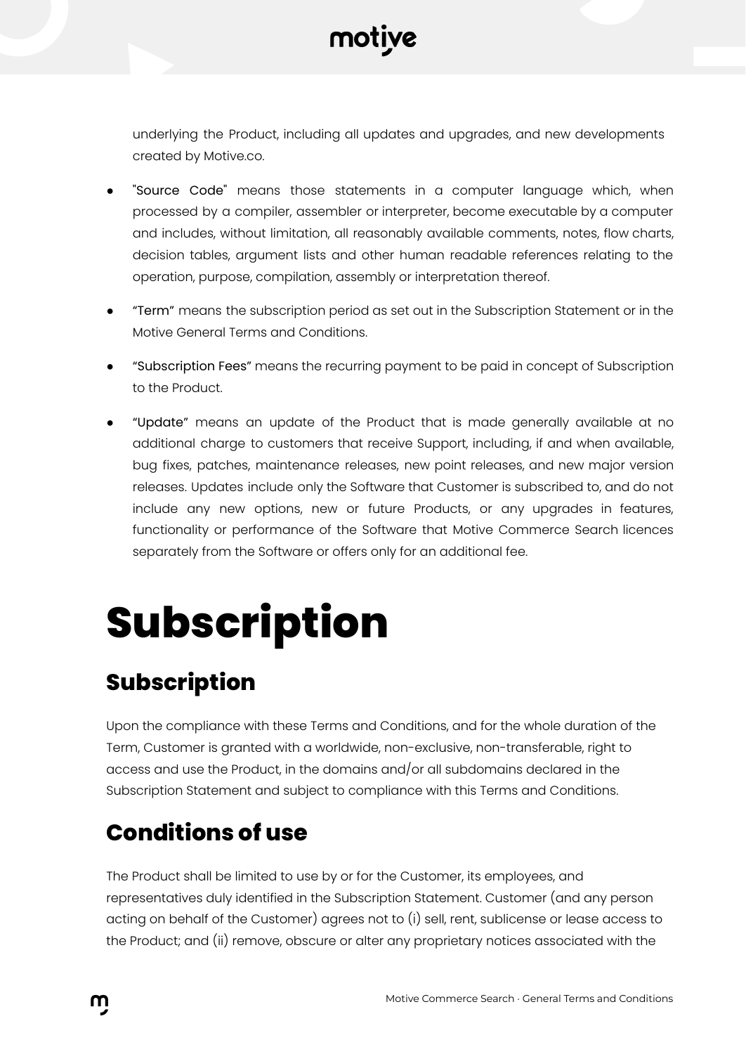underlying the Product, including all updates and upgrades, and new developments created by Motive.co.

- "Source Code" means those statements in a computer language which, when processed by a compiler, assembler or interpreter, become executable by a computer and includes, without limitation, all reasonably available comments, notes, flow charts, decision tables, argument lists and other human readable references relating to the operation, purpose, compilation, assembly or interpretation thereof.
- "Term" means the subscription period as set out in the Subscription Statement or in the Motive General Terms and Conditions.
- "Subscription Fees" means the recurring payment to be paid in concept of Subscription to the Product.
- "Update" means an update of the Product that is made generally available at no additional charge to customers that receive Support, including, if and when available, bug fixes, patches, maintenance releases, new point releases, and new major version releases. Updates include only the Software that Customer is subscribed to, and do not include any new options, new or future Products, or any upgrades in features, functionality or performance of the Software that Motive Commerce Search licences separately from the Software or offers only for an additional fee.

# Subscription

## Subscription

Upon the compliance with these Terms and Conditions, and for the whole duration of the Term, Customer is granted with a worldwide, non-exclusive, non-transferable, right to access and use the Product, in the domains and/or all subdomains declared in the Subscription Statement and subject to compliance with this Terms and Conditions.

## Conditions of use

The Product shall be limited to use by or for the Customer, its employees, and representatives duly identified in the Subscription Statement. Customer (and any person acting on behalf of the Customer) agrees not to (i) sell, rent, sublicense or lease access to the Product; and (ii) remove, obscure or alter any proprietary notices associated with the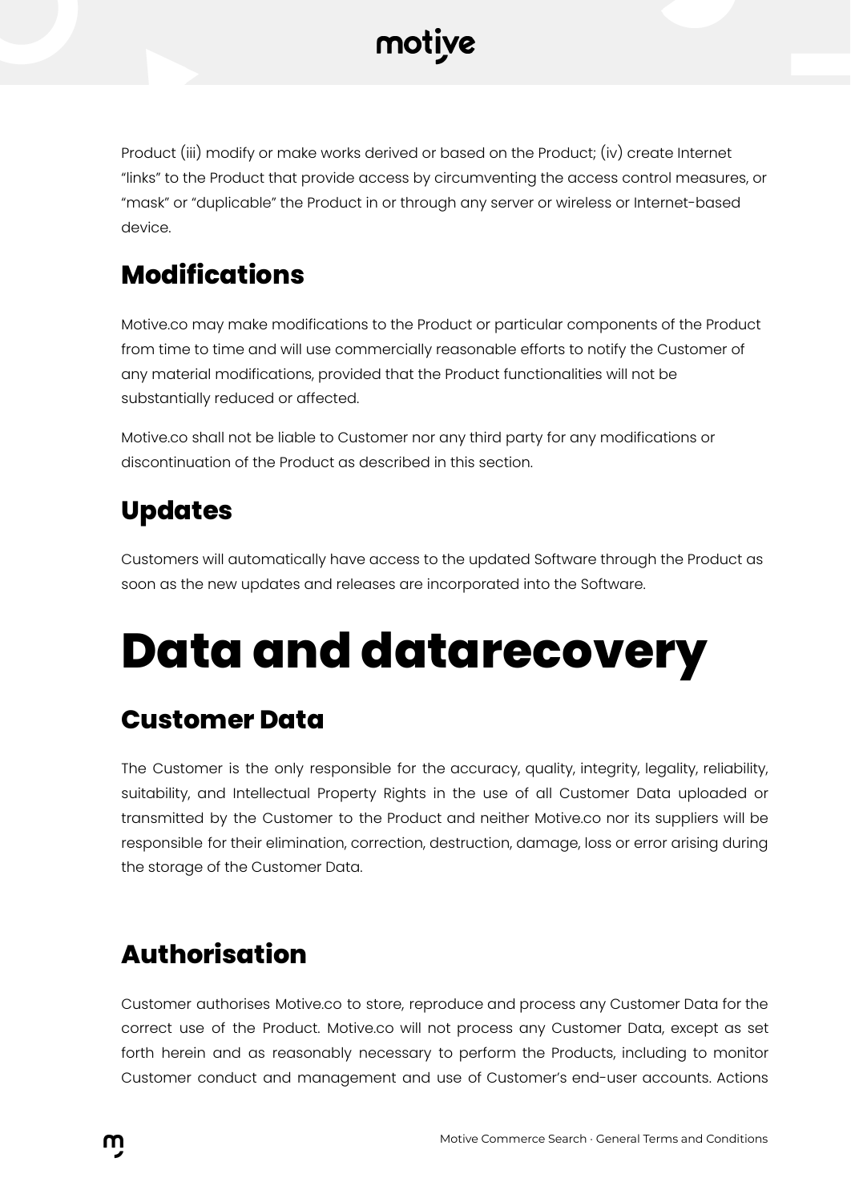Product (iii) modify or make works derived or based on the Product; (iv) create Internet "links" to the Product that provide access by circumventing the access control measures, or "mask" or "duplicable" the Product in or through any server or wireless or Internet-based device.

## Modifications

Motive.co may make modifications to the Product or particular components of the Product from time to time and will use commercially reasonable efforts to notify the Customer of any material modifications, provided that the Product functionalities will not be substantially reduced or affected.

Motive.co shall not be liable to Customer nor any third party for any modifications or discontinuation of the Product as described in this section.

## Updates

Customers will automatically have access to the updated Software through the Product as soon as the new updates and releases are incorporated into the Software.

# Data and datarecovery

## Customer Data

The Customer is the only responsible for the accuracy, quality, integrity, legality, reliability, suitability, and Intellectual Property Rights in the use of all Customer Data uploaded or transmitted by the Customer to the Product and neither Motive.co nor its suppliers will be responsible for their elimination, correction, destruction, damage, loss or error arising during the storage of the Customer Data.

## Authorisation

Customer authorises Motive.co to store, reproduce and process any Customer Data for the correct use of the Product. Motive.co will not process any Customer Data, except as set forth herein and as reasonably necessary to perform the Products, including to monitor Customer conduct and management and use of Customer's end-user accounts. Actions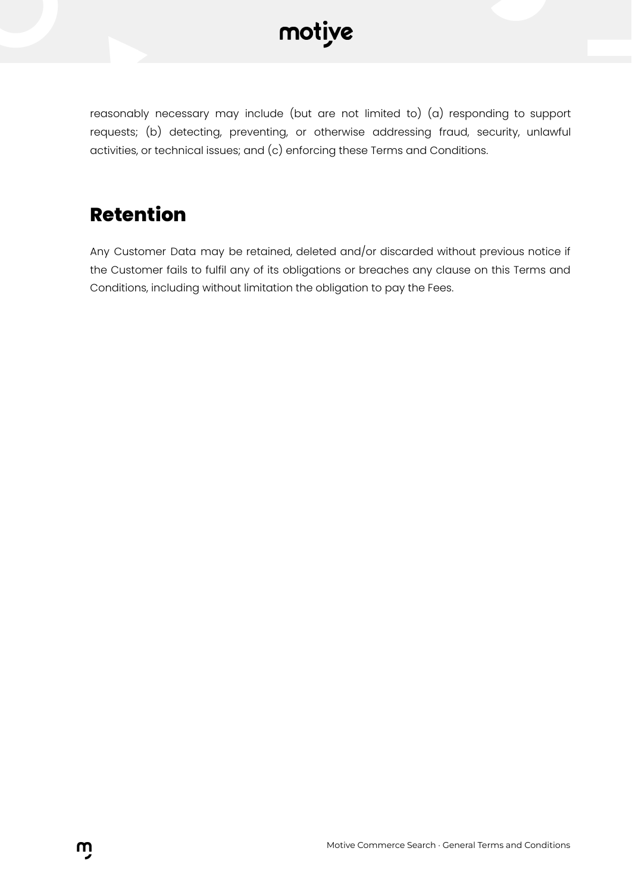reasonably necessary may include (but are not limited to) (a) responding to support requests; (b) detecting, preventing, or otherwise addressing fraud, security, unlawful activities, or technical issues; and (c) enforcing these Terms and Conditions.

## Retention

Any Customer Data may be retained, deleted and/or discarded without previous notice if the Customer fails to fulfil any of its obligations or breaches any clause on this Terms and Conditions, including without limitation the obligation to pay the Fees.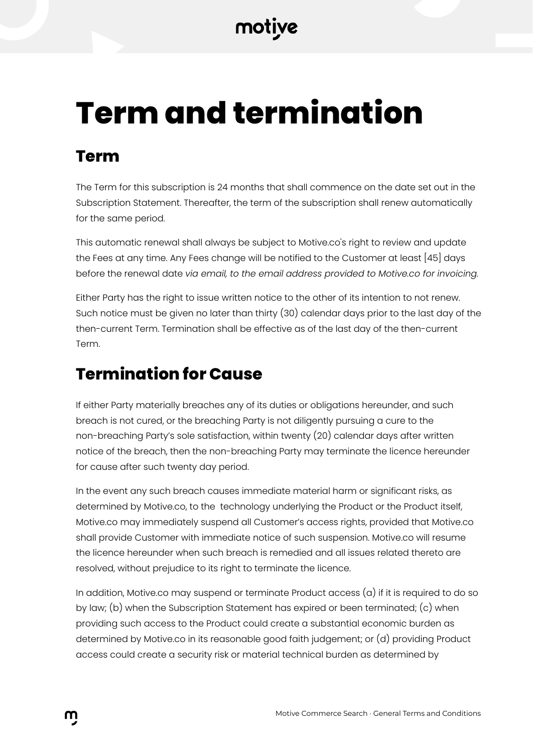# Term and termination

## Term

The Term for this subscription is 24 months that shall commence on the date set out in the Subscription Statement. Thereafter, the term of the subscription shall renew automatically for the same period.

This automatic renewal shall always be subject to Motive.co's right to review and update the Fees at any time. Any Fees change will be notified to the Customer at least [45] days before the renewal date *via email, to the email address provided to Motive.co for invoicing.*

Either Party has the right to issue written notice to the other of its intention to not renew. Such notice must be given no later than thirty (30) calendar days prior to the last day of the then-current Term. Termination shall be effective as of the last day of the then-current Term.

## Termination for Cause

If either Party materially breaches any of its duties or obligations hereunder, and such breach is not cured, or the breaching Party is not diligently pursuing a cure to the non-breaching Party's sole satisfaction, within twenty (20) calendar days after written notice of the breach, then the non-breaching Party may terminate the licence hereunder for cause after such twenty day period.

In the event any such breach causes immediate material harm or significant risks, as determined by Motive.co, to the technology underlying the Product or the Product itself, Motive.co may immediately suspend all Customer's access rights, provided that Motive.co shall provide Customer with immediate notice of such suspension. Motive.co will resume the licence hereunder when such breach is remedied and all issues related thereto are resolved, without prejudice to its right to terminate the licence.

In addition, Motive.co may suspend or terminate Product access (a) if it is required to do so by law; (b) when the Subscription Statement has expired or been terminated; (c) when providing such access to the Product could create a substantial economic burden as determined by Motive.co in its reasonable good faith judgement; or (d) providing Product access could create a security risk or material technical burden as determined by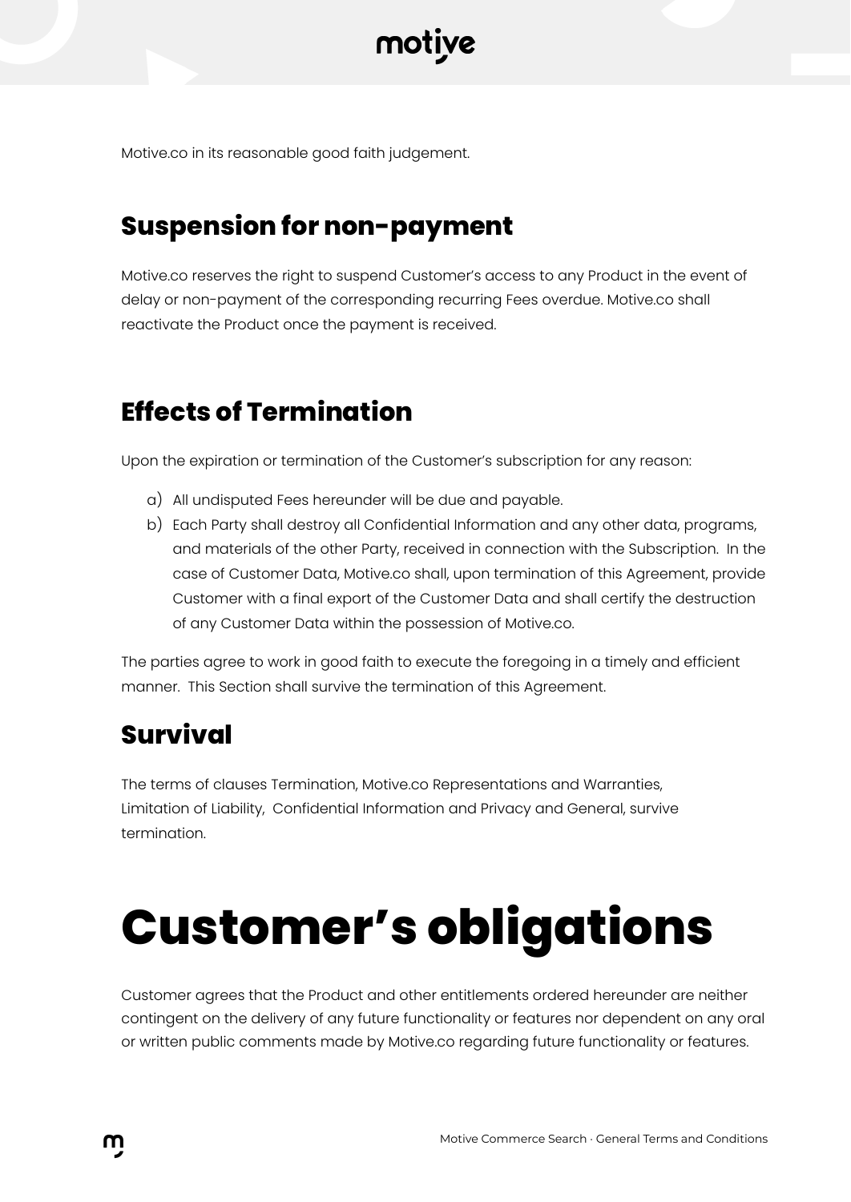Motive.co in its reasonable good faith judgement.

## Suspension for non-payment

Motive.co reserves the right to suspend Customer's access to any Product in the event of delay or non-payment of the corresponding recurring Fees overdue. Motive.co shall reactivate the Product once the payment is received.

## Effects of Termination

Upon the expiration or termination of the Customer's subscription for any reason:

a) All undisputed Fees hereunder will be due and payable.

b) Each Party shall destroy all Confidential Information and any other data, programs, and materials of the other Party, received in connection with the Subscription. In the case of Customer Data, Motive.co shall, upon termination of this Agreement, provide Customer with a final export of the Customer Data and shall certify the destruction of any Customer Data within the possession of Motive.co.

The parties agree to work in good faith to execute the foregoing in a timely and efficient manner. This Section shall survive the termination of this Agreement.

## Survival

The terms of clauses Termination, Motive.co Representations and Warranties, Limitation of Liability, Confidential Information and Privacy and General, survive termination.

# Customer's obligations

Customer agrees that the Product and other entitlements ordered hereunder are neither contingent on the delivery of any future functionality or features nor dependent on any oral or written public comments made by Motive.co regarding future functionality or features.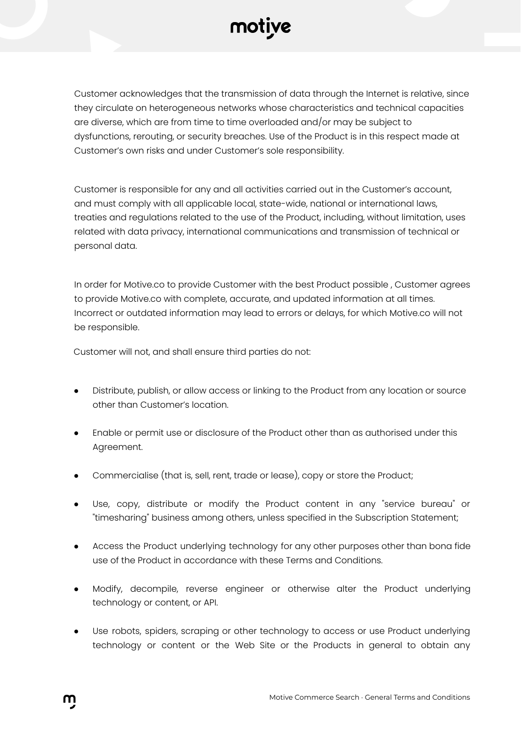Customer acknowledges that the transmission of data through the Internet is relative, since they circulate on heterogeneous networks whose characteristics and technical capacities are diverse, which are from time to time overloaded and/or may be subject to dysfunctions, rerouting, or security breaches. Use of the Product is in this respect made at Customer's own risks and under Customer's sole responsibility.

Customer is responsible for any and all activities carried out in the Customer's account, and must comply with all applicable local, state-wide, national or international laws, treaties and regulations related to the use of the Product, including, without limitation, uses related with data privacy, international communications and transmission of technical or personal data.

In order for Motive.co to provide Customer with the best Product possible , Customer agrees to provide Motive.co with complete, accurate, and updated information at all times. Incorrect or outdated information may lead to errors or delays, for which Motive.co will not be responsible.

Customer will not, and shall ensure third parties do not:

- Distribute, publish, or allow access or linking to the Product from any location or source other than Customer's location.
- Enable or permit use or disclosure of the Product other than as authorised under this Agreement.
- Commercialise (that is, sell, rent, trade or lease), copy or store the Product;
- Use, copy, distribute or modify the Product content in any "service bureau" or "timesharing" business among others, unless specified in the Subscription Statement;
- Access the Product underlying technology for any other purposes other than bona fide use of the Product in accordance with these Terms and Conditions.
- Modify, decompile, reverse engineer or otherwise alter the Product underlying technology or content, or API.
- Use robots, spiders, scraping or other technology to access or use Product underlying technology or content or the Web Site or the Products in general to obtain any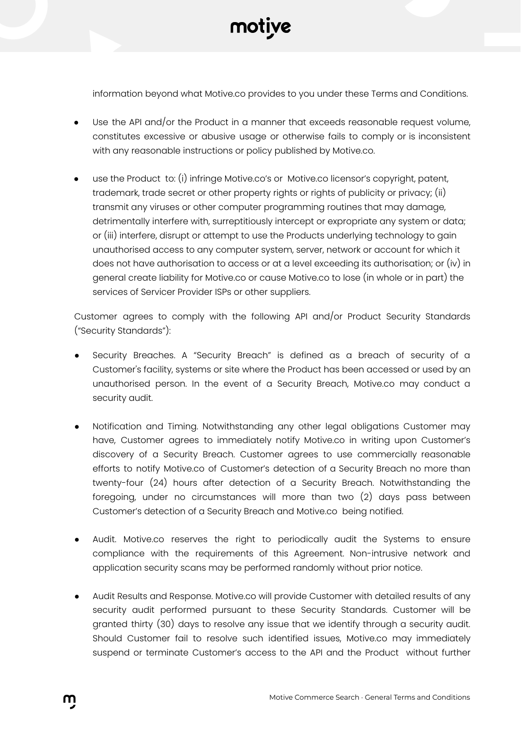information beyond what Motive.co provides to you under these Terms and Conditions.

- Use the API and/or the Product in a manner that exceeds reasonable request volume, constitutes excessive or abusive usage or otherwise fails to comply or is inconsistent with any reasonable instructions or policy published by Motive.co.

- use the Product to: (i) infringe Motive.co's or Motive.co licensor's copyright, patent, trademark, trade secret or other property rights or rights of publicity or privacy; (ii) transmit any viruses or other computer programming routines that may damage, detrimentally interfere with, surreptitiously intercept or expropriate any system or data; or (iii) interfere, disrupt or attempt to use the Products underlying technology to gain unauthorised access to any computer system, server, network or account for which it does not have authorisation to access or at a level exceeding its authorisation; or (iv) in general create liability for Motive.co or cause Motive.co to lose (in whole or in part) the services of Servicer Provider ISPs or other suppliers.

Customer agrees to comply with the following API and/or Product Security Standards ("Security Standards"):

- Security Breaches. A "Security Breach" is defined as a breach of security of a Customer's facility, systems or site where the Product has been accessed or used by an unauthorised person. In the event of a Security Breach, Motive.co may conduct a security audit.

- Notification and Timing. Notwithstanding any other legal obligations Customer may have, Customer agrees to immediately notify Motive.co in writing upon Customer's discovery of a Security Breach. Customer agrees to use commercially reasonable efforts to notify Motive.co of Customer's detection of a Security Breach no more than twenty-four (24) hours after detection of a Security Breach. Notwithstanding the foregoing, under no circumstances will more than two (2) days pass between Customer's detection of a Security Breach and Motive.co being notified.

- Audit. Motive.co reserves the right to periodically audit the Systems to ensure compliance with the requirements of this Agreement. Non-intrusive network and application security scans may be performed randomly without prior notice.

- Audit Results and Response. Motive.co will provide Customer with detailed results of any security audit performed pursuant to these Security Standards. Customer will be granted thirty (30) days to resolve any issue that we identify through a security audit. Should Customer fail to resolve such identified issues, Motive.co may immediately suspend or terminate Customer's access to the API and the Product without further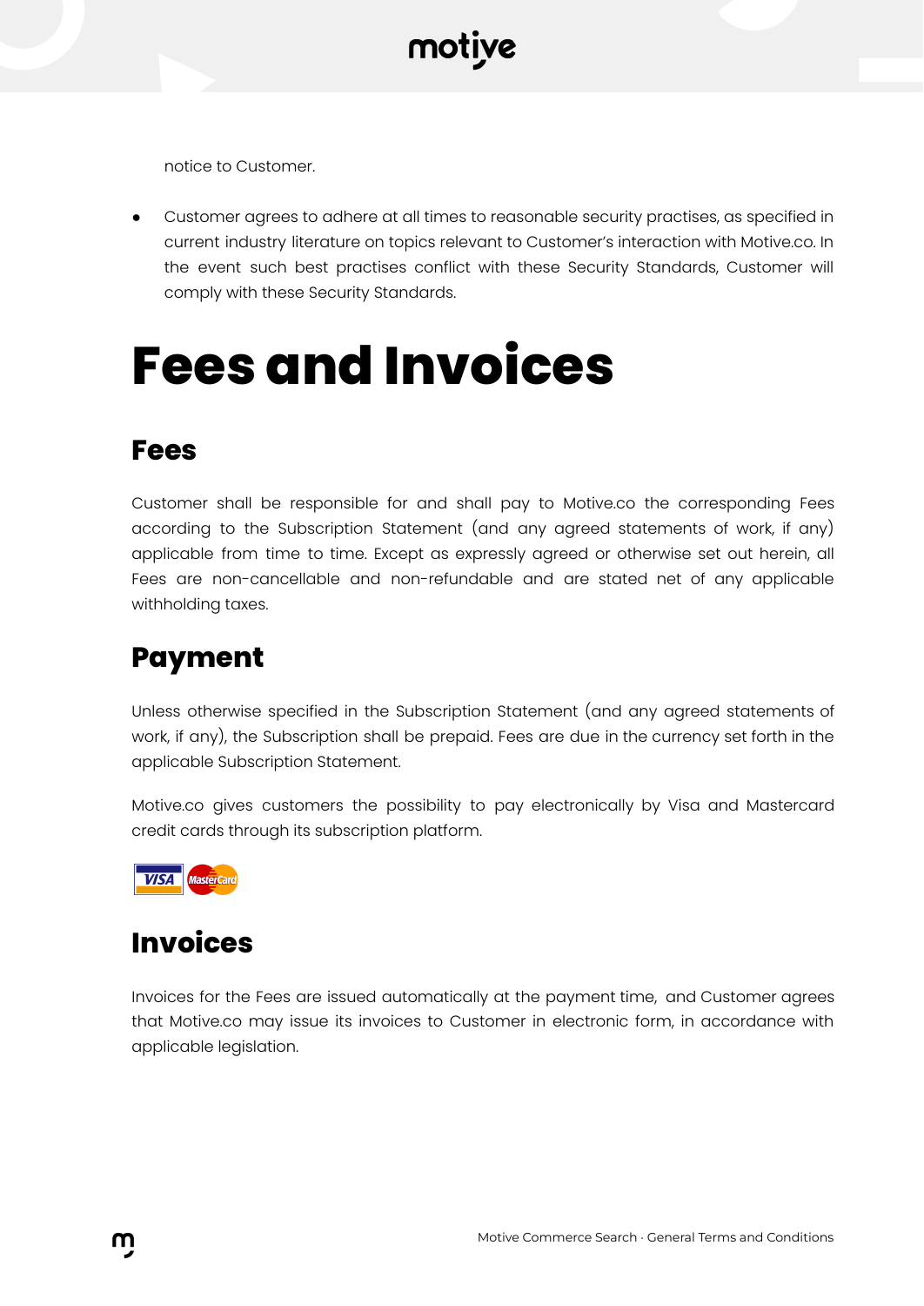notice to Customer.

- Customer agrees to adhere at all times to reasonable security practises, as specified in current industry literature on topics relevant to Customer's interaction with Motive.co. In the event such best practises conflict with these Security Standards, Customer will comply with these Security Standards.

# Fees and Invoices

## Fees

Customer shall be responsible for and shall pay to Motive.co the corresponding Fees according to the Subscription Statement (and any agreed statements of work, if any) applicable from time to time. Except as expressly agreed or otherwise set out herein, all Fees are non-cancellable and non-refundable and are stated net of any applicable withholding taxes.

## Payment

Unless otherwise specified in the Subscription Statement (and any agreed statements of work, if any), the Subscription shall be prepaid. Fees are due in the currency set forth in the applicable Subscription Statement.

Motive.co gives customers the possibility to pay electronically by Visa and Mastercard credit cards through its subscription platform.

## Invoices

Invoices for the Fees are issued automatically at the payment time, and Customer agrees that Motive.co may issue its invoices to Customer in electronic form, in accordance with applicable legislation.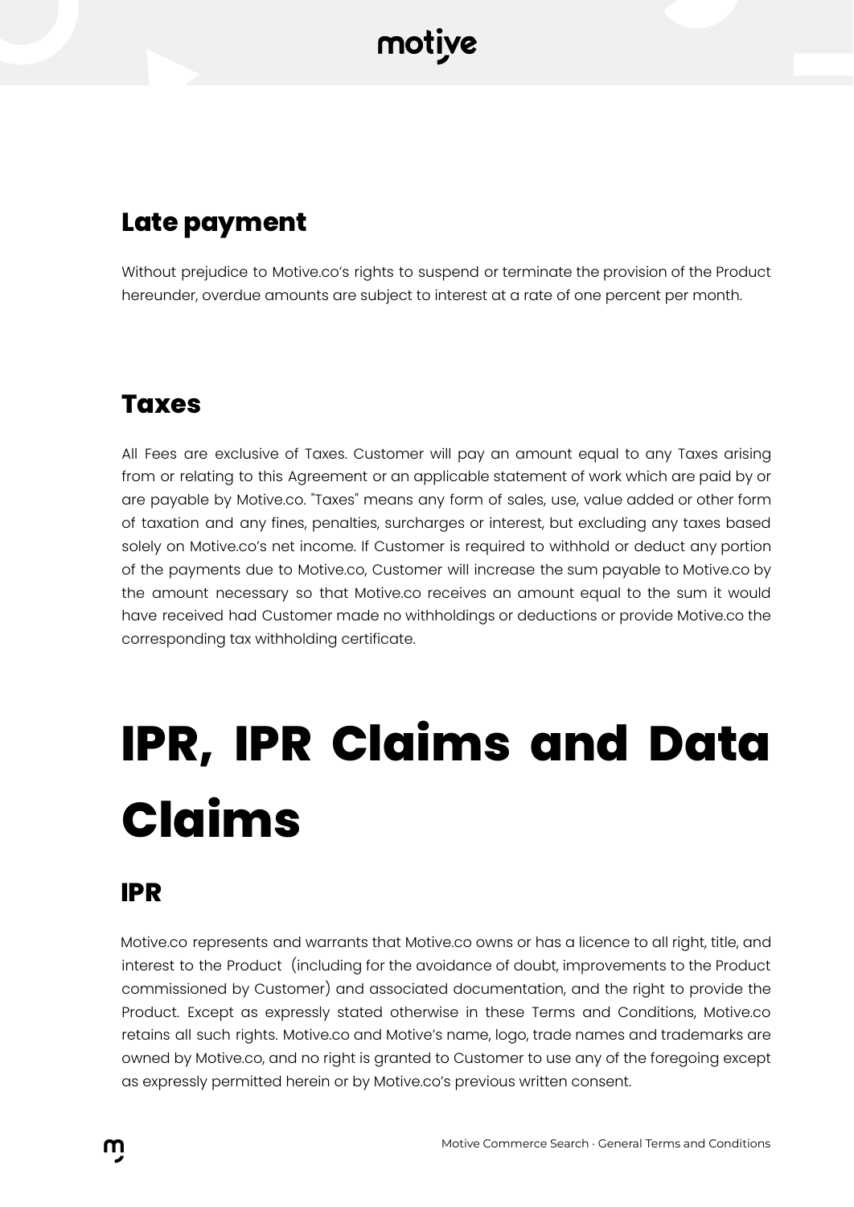## Late payment

Without prejudice to Motive.co's rights to suspend or terminate the provision of the Product hereunder, overdue amounts are subject to interest at a rate of one percent per month.

## Taxes

All Fees are exclusive of Taxes. Customer will pay an amount equal to any Taxes arising from or relating to this Agreement or an applicable statement of work which are paid by or are payable by Motive.co. "Taxes" means any form of sales, use, value added or other form of taxation and any fines, penalties, surcharges or interest, but excluding any taxes based solely on Motive.co's net income. If Customer is required to withhold or deduct any portion of the payments due to Motive.co, Customer will increase the sum payable to Motive.co by the amount necessary so that Motive.co receives an amount equal to the sum it would have received had Customer made no withholdings or deductions or provide Motive.co the corresponding tax withholding certificate.

# IPR, IPR Claims and Data Claims

## IPR

Motive.co represents and warrants that Motive.co owns or has a licence to all right, title, and interest to the Product (including for the avoidance of doubt, improvements to the Product commissioned by Customer) and associated documentation, and the right to provide the Product. Except as expressly stated otherwise in these Terms and Conditions, Motive.co retains all such rights. Motive.co and Motive's name, logo, trade names and trademarks are owned by Motive.co, and no right is granted to Customer to use any of the foregoing except as expressly permitted herein or by Motive.co's previous written consent.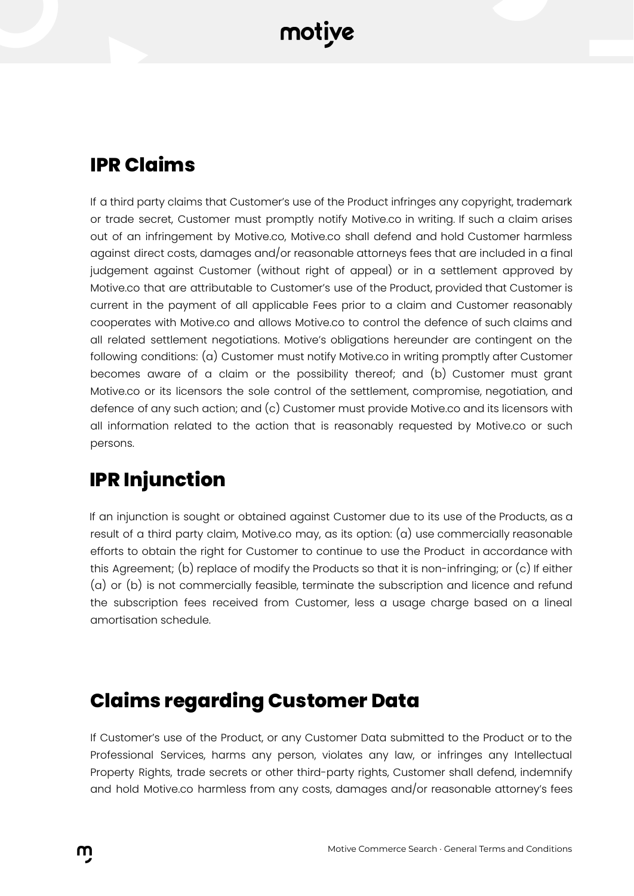## IPR Claims

If a third party claims that Customer's use of the Product infringes any copyright, trademark or trade secret, Customer must promptly notify Motive.co in writing. If such a claim arises out of an infringement by Motive.co, Motive.co shall defend and hold Customer harmless against direct costs, damages and/or reasonable attorneys fees that are included in a final judgement against Customer (without right of appeal) or in a settlement approved by Motive.co that are attributable to Customer's use of the Product, provided that Customer is current in the payment of all applicable Fees prior to a claim and Customer reasonably cooperates with Motive.co and allows Motive.co to control the defence of such claims and all related settlement negotiations. Motive's obligations hereunder are contingent on the following conditions: (a) Customer must notify Motive.co in writing promptly after Customer becomes aware of a claim or the possibility thereof; and (b) Customer must grant Motive.co or its licensors the sole control of the settlement, compromise, negotiation, and defence of any such action; and (c) Customer must provide Motive.co and its licensors with all information related to the action that is reasonably requested by Motive.co or such persons.

## IPR Injunction

If an injunction is sought or obtained against Customer due to its use of the Products, as a result of a third party claim, Motive.co may, as its option: (a) use commercially reasonable efforts to obtain the right for Customer to continue to use the Product in accordance with this Agreement; (b) replace of modify the Products so that it is non-infringing; or (c) If either (a) or (b) is not commercially feasible, terminate the subscription and licence and refund the subscription fees received from Customer, less a usage charge based on a lineal amortisation schedule.

## Claims regarding Customer Data

If Customer's use of the Product, or any Customer Data submitted to the Product or to the Professional Services, harms any person, violates any law, or infringes any Intellectual Property Rights, trade secrets or other third-party rights, Customer shall defend, indemnify and hold Motive.co harmless from any costs, damages and/or reasonable attorney's fees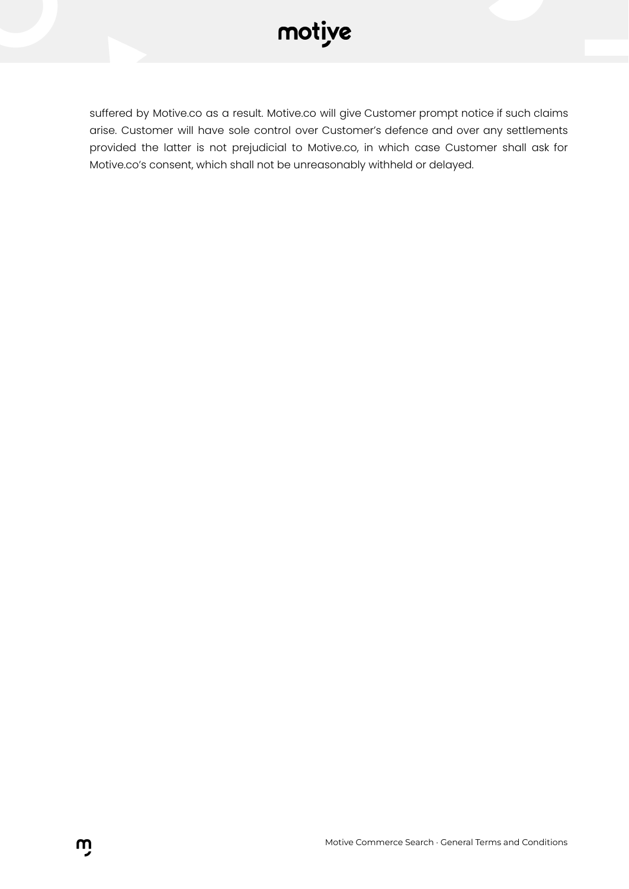suffered by Motive.co as a result. Motive.co will give Customer prompt notice if such claims arise. Customer will have sole control over Customer's defence and over any settlements provided the latter is not prejudicial to Motive.co, in which case Customer shall ask for Motive.co's consent, which shall not be unreasonably withheld or delayed.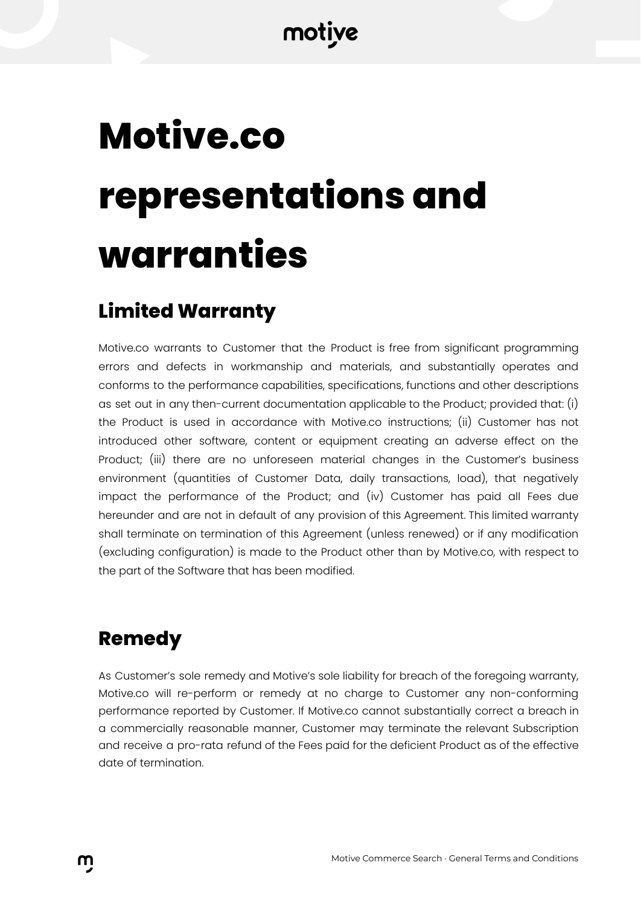# Motive.co representations and warranties

## Limited Warranty

Motive.co warrants to Customer that the Product is free from significant programming errors and defects in workmanship and materials, and substantially operates and conforms to the performance capabilities, specifications, functions and other descriptions as set out in any then-current documentation applicable to the Product; provided that: (i) the Product is used in accordance with Motive.co instructions; (ii) Customer has not introduced other software, content or equipment creating an adverse effect on the Product; (iii) there are no unforeseen material changes in the Customer's business environment (quantities of Customer Data, daily transactions, load), that negatively impact the performance of the Product; and (iv) Customer has paid all Fees due hereunder and are not in default of any provision of this Agreement. This limited warranty shall terminate on termination of this Agreement (unless renewed) or if any modification (excluding configuration) is made to the Product other than by Motive.co, with respect to the part of the Software that has been modified.

## Remedy

As Customer's sole remedy and Motive's sole liability for breach of the foregoing warranty, Motive.co will re-perform or remedy at no charge to Customer any non-conforming performance reported by Customer. If Motive.co cannot substantially correct a breach in a commercially reasonable manner, Customer may terminate the relevant Subscription and receive a pro-rata refund of the Fees paid for the deficient Product as of the effective date of termination.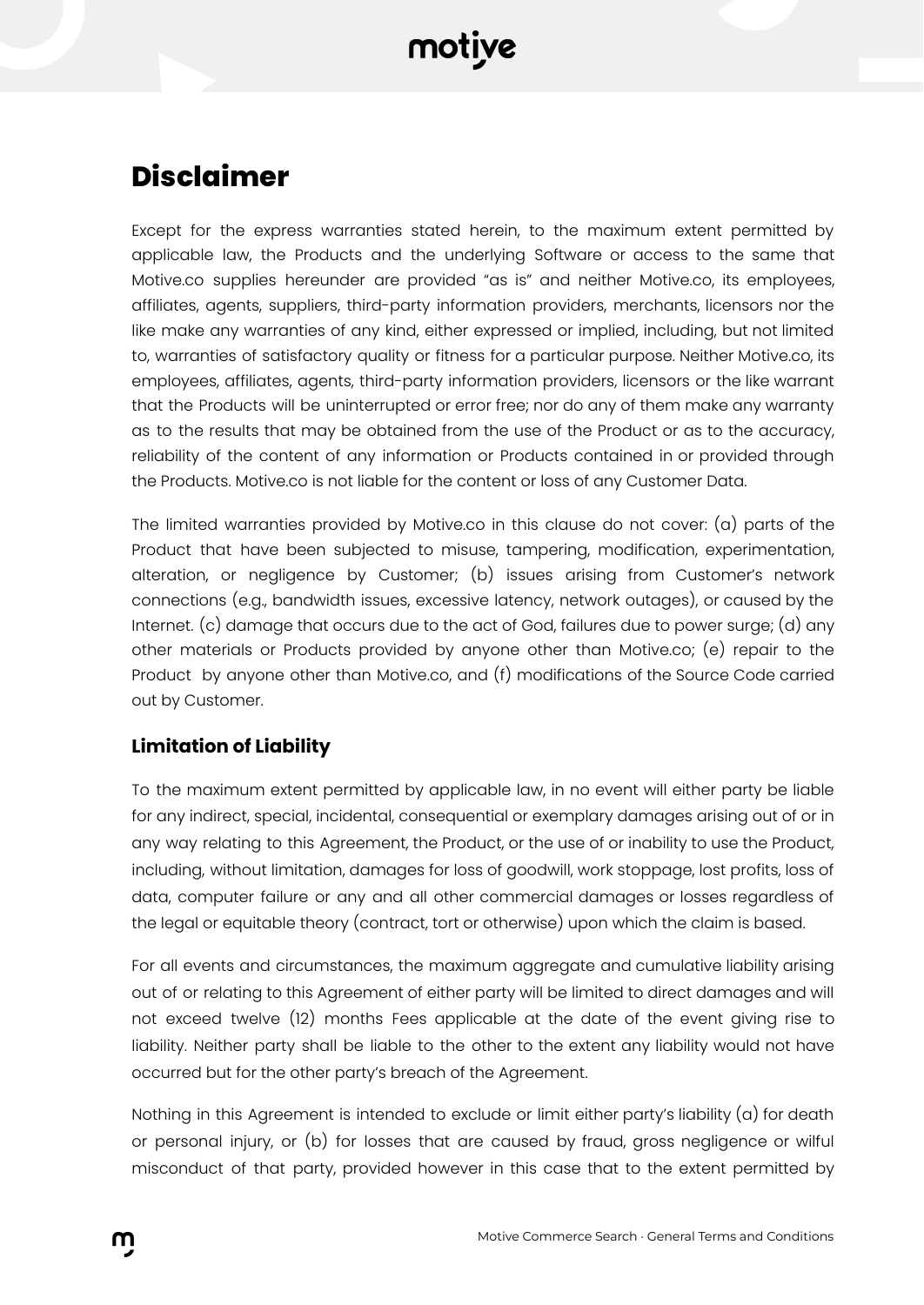## Disclaimer

Except for the express warranties stated herein, to the maximum extent permitted by applicable law, the Products and the underlying Software or access to the same that Motive.co supplies hereunder are provided "as is" and neither Motive.co, its employees, affiliates, agents, suppliers, third-party information providers, merchants, licensors nor the like make any warranties of any kind, either expressed or implied, including, but not limited to, warranties of satisfactory quality or fitness for a particular purpose. Neither Motive.co, its employees, affiliates, agents, third-party information providers, licensors or the like warrant that the Products will be uninterrupted or error free; nor do any of them make any warranty as to the results that may be obtained from the use of the Product or as to the accuracy, reliability of the content of any information or Products contained in or provided through the Products. Motive.co is not liable for the content or loss of any Customer Data.

The limited warranties provided by Motive.co in this clause do not cover: (a) parts of the Product that have been subjected to misuse, tampering, modification, experimentation, alteration, or negligence by Customer; (b) issues arising from Customer's network connections (e.g., bandwidth issues, excessive latency, network outages), or caused by the Internet. (c) damage that occurs due to the act of God, failures due to power surge; (d) any other materials or Products provided by anyone other than Motive.co; (e) repair to the Product by anyone other than Motive.co, and (f) modifications of the Source Code carried out by Customer.

### Limitation of Liability

To the maximum extent permitted by applicable law, in no event will either party be liable for any indirect, special, incidental, consequential or exemplary damages arising out of or in any way relating to this Agreement, the Product, or the use of or inability to use the Product, including, without limitation, damages for loss of goodwill, work stoppage, lost profits, loss of data, computer failure or any and all other commercial damages or losses regardless of the legal or equitable theory (contract, tort or otherwise) upon which the claim is based.

For all events and circumstances, the maximum aggregate and cumulative liability arising out of or relating to this Agreement of either party will be limited to direct damages and will not exceed twelve (12) months Fees applicable at the date of the event giving rise to liability. Neither party shall be liable to the other to the extent any liability would not have occurred but for the other party's breach of the Agreement.

Nothing in this Agreement is intended to exclude or limit either party's liability (a) for death or personal injury, or (b) for losses that are caused by fraud, gross negligence or wilful misconduct of that party, provided however in this case that to the extent permitted by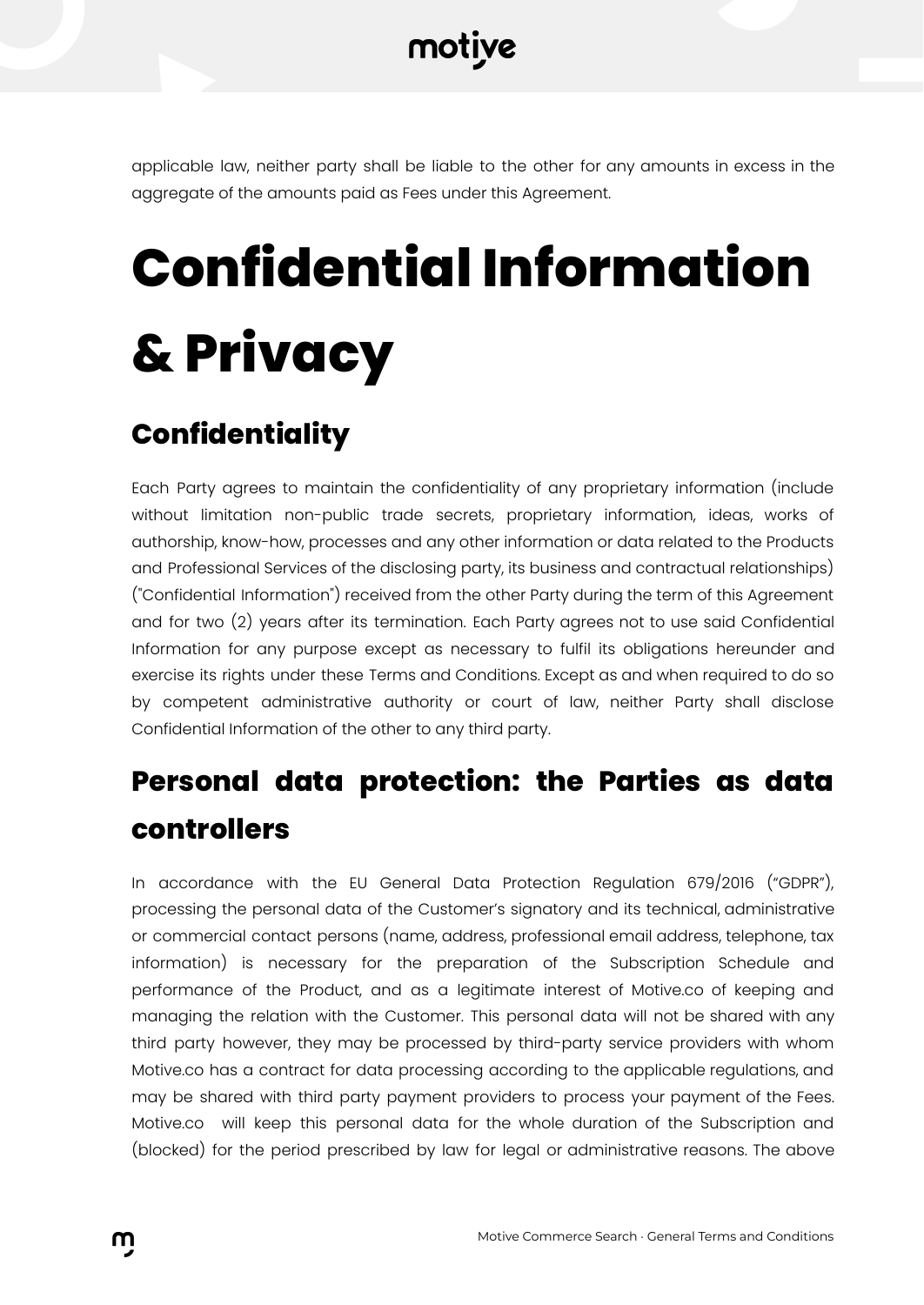applicable law, neither party shall be liable to the other for any amounts in excess in the aggregate of the amounts paid as Fees under this Agreement.

# Confidential Information & Privacy

## Confidentiality

Each Party agrees to maintain the confidentiality of any proprietary information (include without limitation non-public trade secrets, proprietary information, ideas, works of authorship, know-how, processes and any other information or data related to the Products and Professional Services of the disclosing party, its business and contractual relationships) ("Confidential Information") received from the other Party during the term of this Agreement and for two (2) years after its termination. Each Party agrees not to use said Confidential Information for any purpose except as necessary to fulfil its obligations hereunder and exercise its rights under these Terms and Conditions. Except as and when required to do so by competent administrative authority or court of law, neither Party shall disclose Confidential Information of the other to any third party.

## Personal data protection: the Parties as data controllers

In accordance with the EU General Data Protection Regulation 679/2016 ("GDPR"), processing the personal data of the Customer's signatory and its technical, administrative or commercial contact persons (name, address, professional email address, telephone, tax information) is necessary for the preparation of the Subscription Schedule and performance of the Product, and as a legitimate interest of Motive.co of keeping and managing the relation with the Customer. This personal data will not be shared with any third party however, they may be processed by third-party service providers with whom Motive.co has a contract for data processing according to the applicable regulations, and may be shared with third party payment providers to process your payment of the Fees. Motive.co will keep this personal data for the whole duration of the Subscription and (blocked) for the period prescribed by law for legal or administrative reasons. The above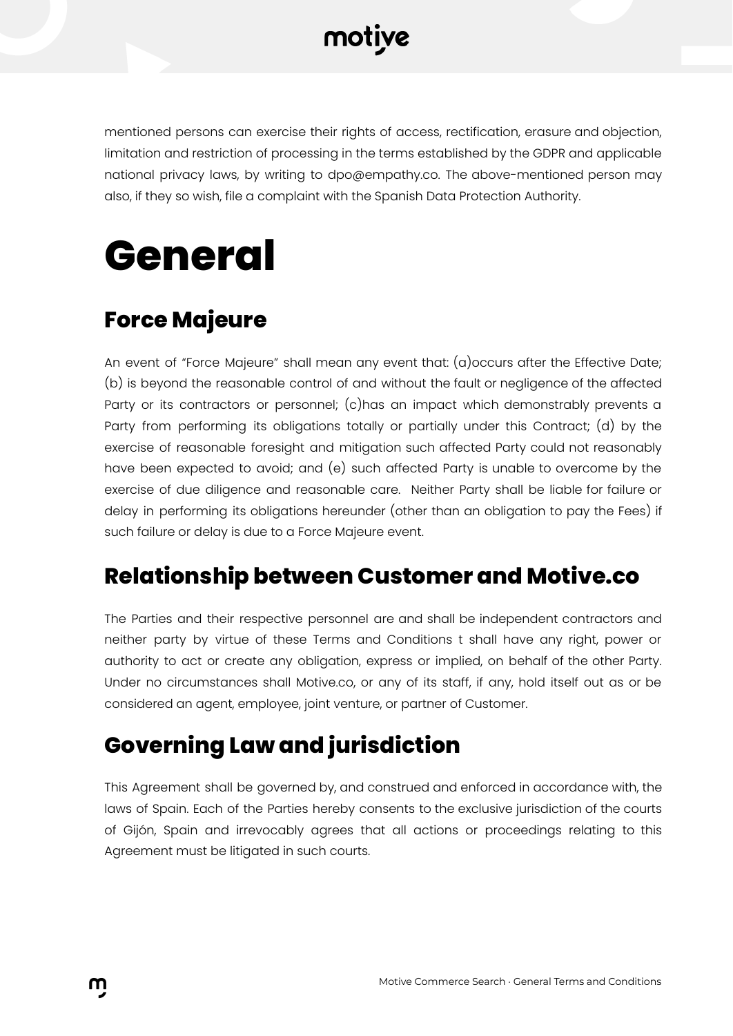mentioned persons can exercise their rights of access, rectification, erasure and objection, limitation and restriction of processing in the terms established by the GDPR and applicable national privacy laws, by writing to dpo@empathy.co. The above-mentioned person may also, if they so wish, file a complaint with the Spanish Data Protection Authority.

# General

## Force Majeure

An event of "Force Majeure" shall mean any event that: (a)occurs after the Effective Date; (b) is beyond the reasonable control of and without the fault or negligence of the affected Party or its contractors or personnel; (c)has an impact which demonstrably prevents a Party from performing its obligations totally or partially under this Contract; (d) by the exercise of reasonable foresight and mitigation such affected Party could not reasonably have been expected to avoid; and (e) such affected Party is unable to overcome by the exercise of due diligence and reasonable care. Neither Party shall be liable for failure or delay in performing its obligations hereunder (other than an obligation to pay the Fees) if such failure or delay is due to a Force Majeure event.

## Relationship between Customer and Motive.co

The Parties and their respective personnel are and shall be independent contractors and neither party by virtue of these Terms and Conditions t shall have any right, power or authority to act or create any obligation, express or implied, on behalf of the other Party. Under no circumstances shall Motive.co, or any of its staff, if any, hold itself out as or be considered an agent, employee, joint venture, or partner of Customer.

## Governing Law and jurisdiction

This Agreement shall be governed by, and construed and enforced in accordance with, the laws of Spain. Each of the Parties hereby consents to the exclusive jurisdiction of the courts of Gijón, Spain and irrevocably agrees that all actions or proceedings relating to this Agreement must be litigated in such courts.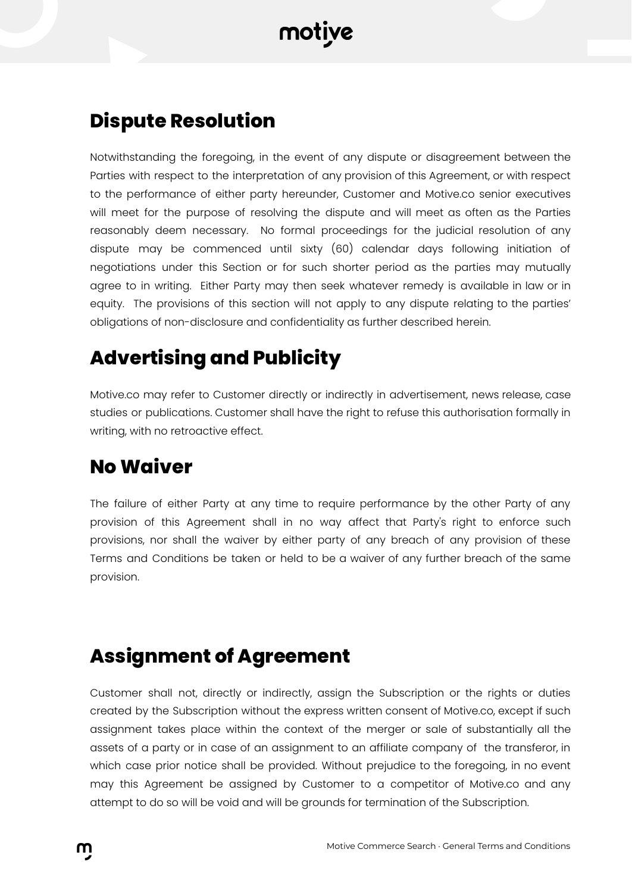## Dispute Resolution

Notwithstanding the foregoing, in the event of any dispute or disagreement between the Parties with respect to the interpretation of any provision of this Agreement, or with respect to the performance of either party hereunder, Customer and Motive.co senior executives will meet for the purpose of resolving the dispute and will meet as often as the Parties reasonably deem necessary. No formal proceedings for the judicial resolution of any dispute may be commenced until sixty (60) calendar days following initiation of negotiations under this Section or for such shorter period as the parties may mutually agree to in writing. Either Party may then seek whatever remedy is available in law or in equity. The provisions of this section will not apply to any dispute relating to the parties' obligations of non-disclosure and confidentiality as further described herein.

## Advertising and Publicity

Motive.co may refer to Customer directly or indirectly in advertisement, news release, case studies or publications. Customer shall have the right to refuse this authorisation formally in writing, with no retroactive effect.

## No Waiver

The failure of either Party at any time to require performance by the other Party of any provision of this Agreement shall in no way affect that Party's right to enforce such provisions, nor shall the waiver by either party of any breach of any provision of these Terms and Conditions be taken or held to be a waiver of any further breach of the same provision.

## Assignment of Agreement

Customer shall not, directly or indirectly, assign the Subscription or the rights or duties created by the Subscription without the express written consent of Motive.co, except if such assignment takes place within the context of the merger or sale of substantially all the assets of a party or in case of an assignment to an affiliate company of the transferor, in which case prior notice shall be provided. Without prejudice to the foregoing, in no event may this Agreement be assigned by Customer to a competitor of Motive.co and any attempt to do so will be void and will be grounds for termination of the Subscription.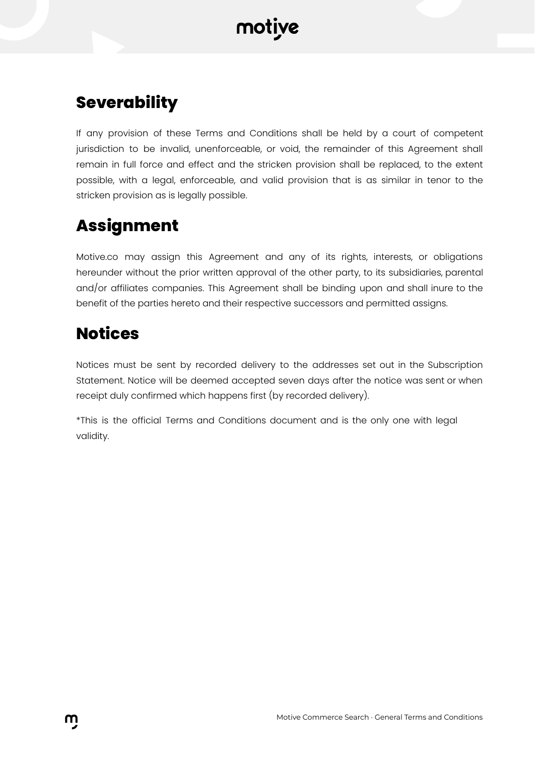## Severability

If any provision of these Terms and Conditions shall be held by a court of competent jurisdiction to be invalid, unenforceable, or void, the remainder of this Agreement shall remain in full force and effect and the stricken provision shall be replaced, to the extent possible, with a legal, enforceable, and valid provision that is as similar in tenor to the stricken provision as is legally possible.

## Assignment

Motive.co may assign this Agreement and any of its rights, interests, or obligations hereunder without the prior written approval of the other party, to its subsidiaries, parental and/or affiliates companies. This Agreement shall be binding upon and shall inure to the benefit of the parties hereto and their respective successors and permitted assigns.

## Notices

Notices must be sent by recorded delivery to the addresses set out in the Subscription Statement. Notice will be deemed accepted seven days after the notice was sent or when receipt duly confirmed which happens first (by recorded delivery).

*This is the official Terms and Conditions document and is the only one with legal validity.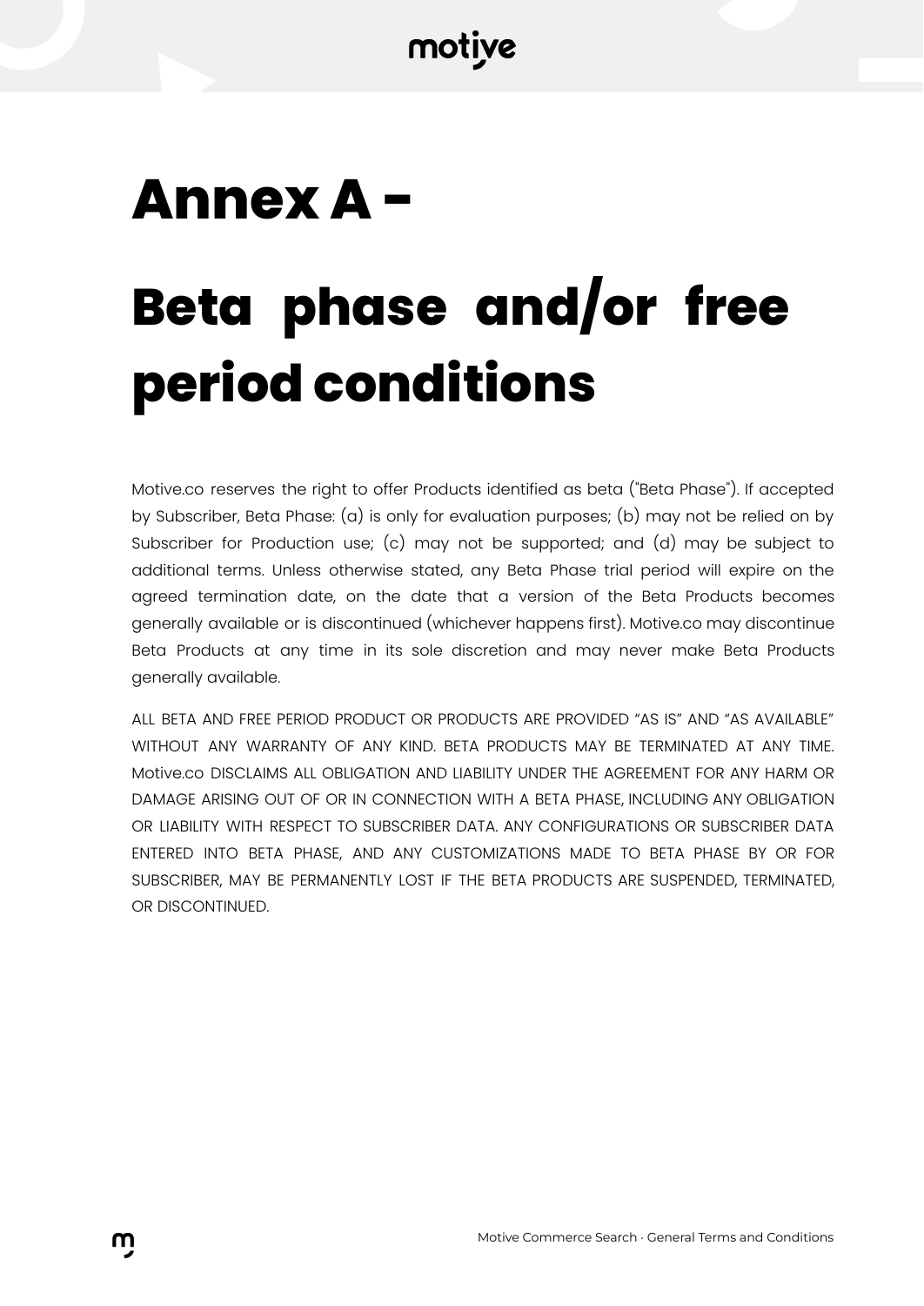# Annex A -

# Beta phase and/or free period conditions

Motive.co reserves the right to offer Products identified as beta ("Beta Phase"). If accepted by Subscriber, Beta Phase: (a) is only for evaluation purposes; (b) may not be relied on by Subscriber for Production use; (c) may not be supported; and (d) may be subject to additional terms. Unless otherwise stated, any Beta Phase trial period will expire on the agreed termination date, on the date that a version of the Beta Products becomes generally available or is discontinued (whichever happens first). Motive.co may discontinue Beta Products at any time in its sole discretion and may never make Beta Products generally available.

ALL BETA AND FREE PERIOD PRODUCT OR PRODUCTS ARE PROVIDED "AS IS" AND "AS AVAILABLE" WITHOUT ANY WARRANTY OF ANY KIND. BETA PRODUCTS MAY BE TERMINATED AT ANY TIME. Motive.co DISCLAIMS ALL OBLIGATION AND LIABILITY UNDER THE AGREEMENT FOR ANY HARM OR DAMAGE ARISING OUT OF OR IN CONNECTION WITH A BETA PHASE, INCLUDING ANY OBLIGATION OR LIABILITY WITH RESPECT TO SUBSCRIBER DATA. ANY CONFIGURATIONS OR SUBSCRIBER DATA ENTERED INTO BETA PHASE, AND ANY CUSTOMIZATIONS MADE TO BETA PHASE BY OR FOR SUBSCRIBER, MAY BE PERMANENTLY LOST IF THE BETA PRODUCTS ARE SUSPENDED, TERMINATED, OR DISCONTINUED.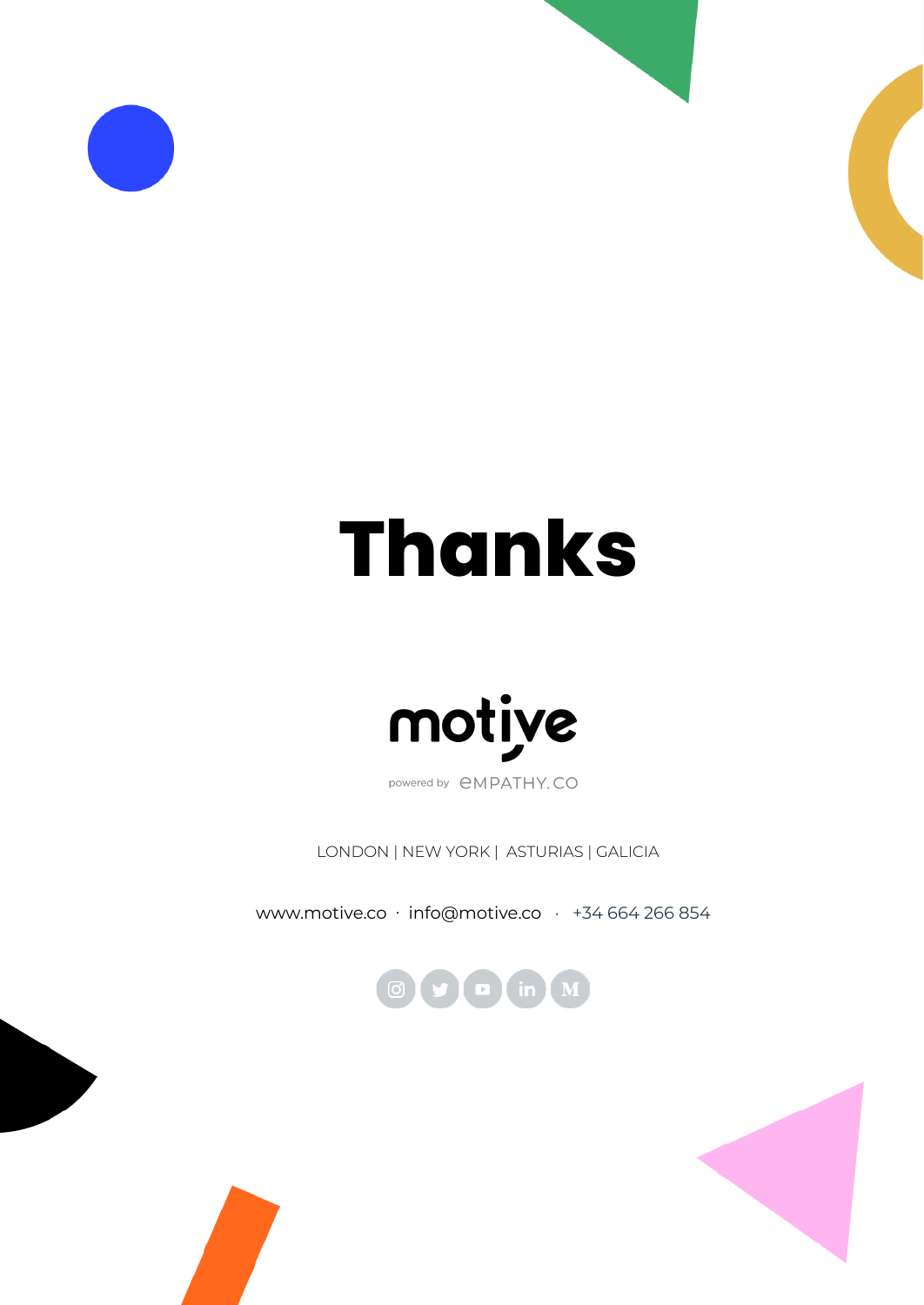# Thanks

motive

powered by EMPATHY.CO

LONDON | NEW YORK | ASTURIAS | GALICIA

www.motive.co · info@motive.co · +34 664 266 854